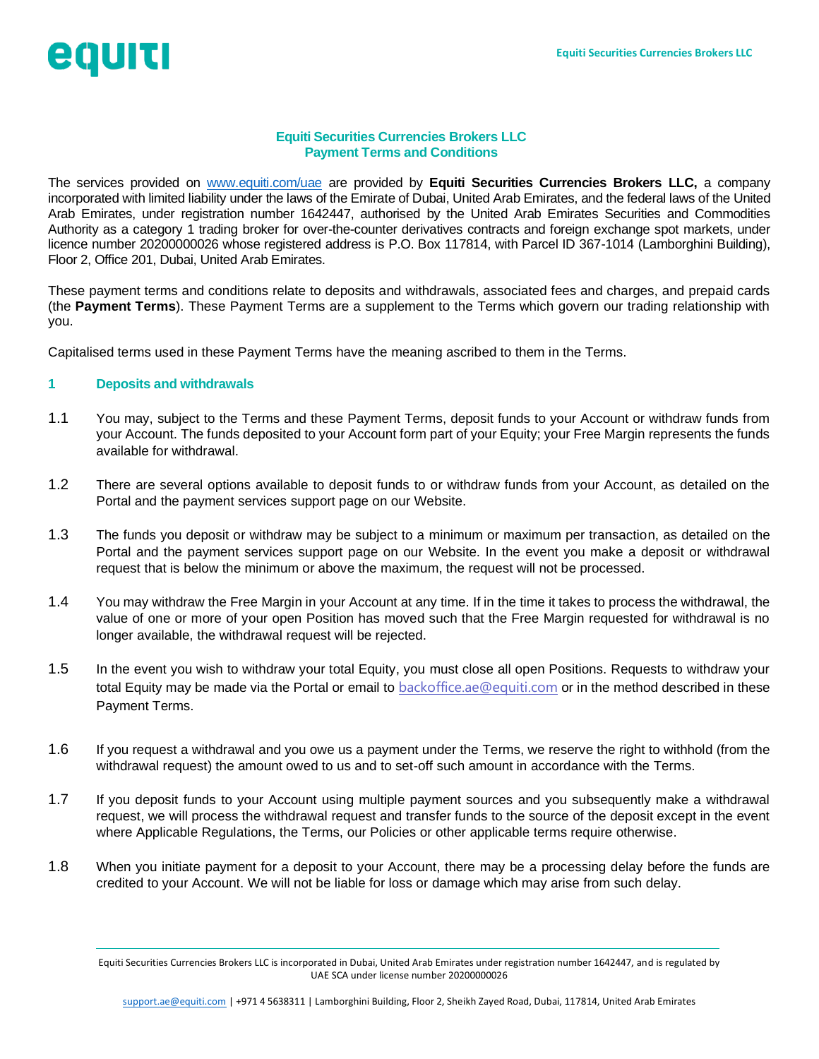# Equiti Securities Currencies Brokers LLC
# Payment Terms and Conditions

The services provided on www.equiti.com/uae are provided by **Equiti Securities Currencies Brokers LLC,** a company incorporated with limited liability under the laws of the Emirate of Dubai, United Arab Emirates, and the federal laws of the United Arab Emirates, under registration number 1642447, authorised by the United Arab Emirates Securities and Commodities Authority as a category 1 trading broker for over-the-counter derivatives contracts and foreign exchange spot markets, under licence number 20200000026 whose registered address is P.O. Box 117814, with Parcel ID 367-1014 (Lamborghini Building), Floor 2, Office 201, Dubai, United Arab Emirates.

These payment terms and conditions relate to deposits and withdrawals, associated fees and charges, and prepaid cards (the **Payment Terms**). These Payment Terms are a supplement to the Terms which govern our trading relationship with you.

Capitalised terms used in these Payment Terms have the meaning ascribed to them in the Terms.

## 1 Deposits and withdrawals

1.1 You may, subject to the Terms and these Payment Terms, deposit funds to your Account or withdraw funds from your Account. The funds deposited to your Account form part of your Equity; your Free Margin represents the funds available for withdrawal.

1.2 There are several options available to deposit funds to or withdraw funds from your Account, as detailed on the Portal and the payment services support page on our Website.

1.3 The funds you deposit or withdraw may be subject to a minimum or maximum per transaction, as detailed on the Portal and the payment services support page on our Website. In the event you make a deposit or withdrawal request that is below the minimum or above the maximum, the request will not be processed.

1.4 You may withdraw the Free Margin in your Account at any time. If in the time it takes to process the withdrawal, the value of one or more of your open Position has moved such that the Free Margin requested for withdrawal is no longer available, the withdrawal request will be rejected.

1.5 In the event you wish to withdraw your total Equity, you must close all open Positions. Requests to withdraw your total Equity may be made via the Portal or email to backoffice.ae@equiti.com or in the method described in these Payment Terms.

1.6 If you request a withdrawal and you owe us a payment under the Terms, we reserve the right to withhold (from the withdrawal request) the amount owed to us and to set-off such amount in accordance with the Terms.

1.7 If you deposit funds to your Account using multiple payment sources and you subsequently make a withdrawal request, we will process the withdrawal request and transfer funds to the source of the deposit except in the event where Applicable Regulations, the Terms, our Policies or other applicable terms require otherwise.

1.8 When you initiate payment for a deposit to your Account, there may be a processing delay before the funds are credited to your Account. We will not be liable for loss or damage which may arise from such delay.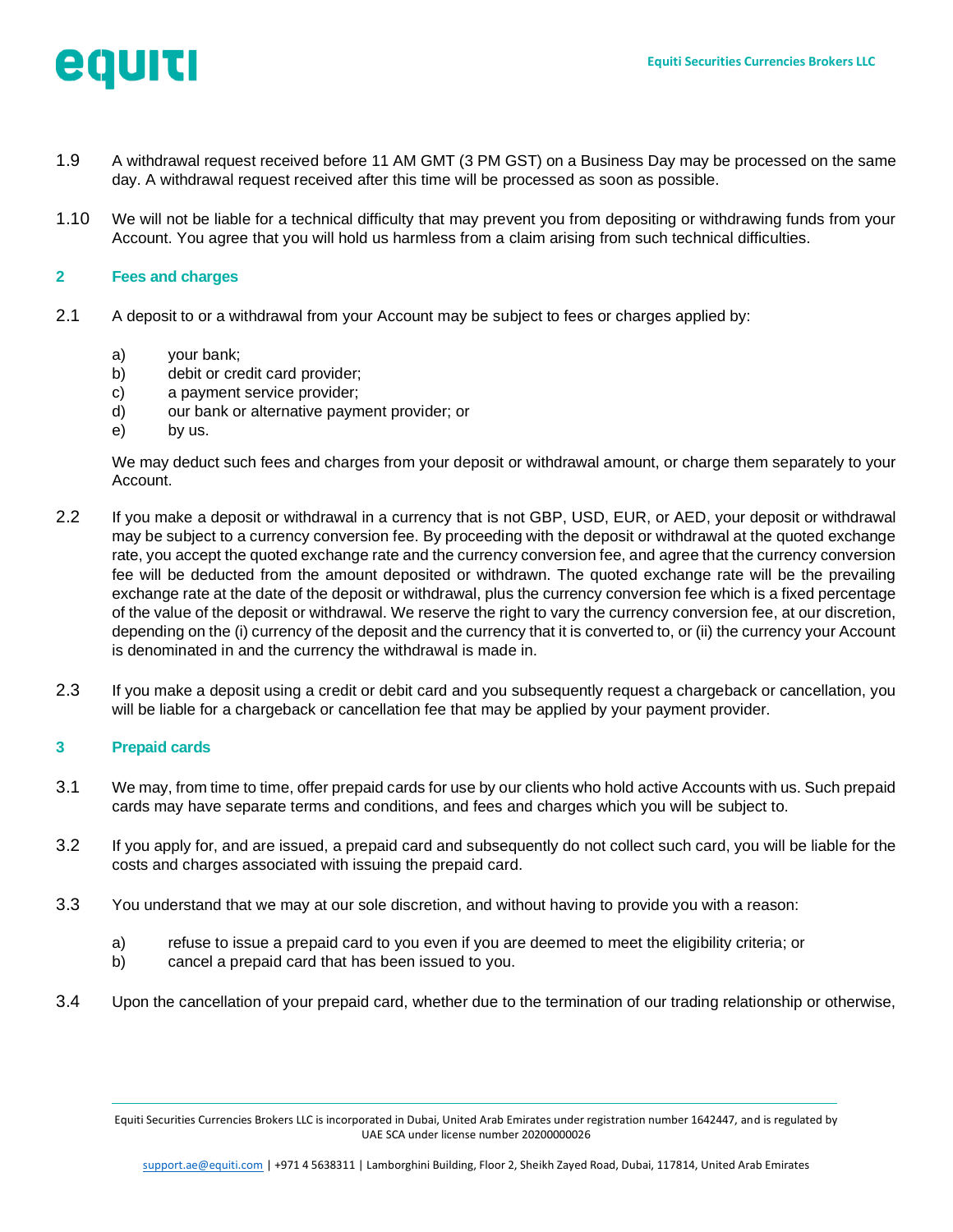1.9 A withdrawal request received before 11 AM GMT (3 PM GST) on a Business Day may be processed on the same day. A withdrawal request received after this time will be processed as soon as possible.

1.10 We will not be liable for a technical difficulty that may prevent you from depositing or withdrawing funds from your Account. You agree that you will hold us harmless from a claim arising from such technical difficulties.

## 2 Fees and charges

2.1 A deposit to or a withdrawal from your Account may be subject to fees or charges applied by:

a) your bank;
b) debit or credit card provider;
c) a payment service provider;
d) our bank or alternative payment provider; or
e) by us.

We may deduct such fees and charges from your deposit or withdrawal amount, or charge them separately to your Account.

2.2 If you make a deposit or withdrawal in a currency that is not GBP, USD, EUR, or AED, your deposit or withdrawal may be subject to a currency conversion fee. By proceeding with the deposit or withdrawal at the quoted exchange rate, you accept the quoted exchange rate and the currency conversion fee, and agree that the currency conversion fee will be deducted from the amount deposited or withdrawn. The quoted exchange rate will be the prevailing exchange rate at the date of the deposit or withdrawal, plus the currency conversion fee which is a fixed percentage of the value of the deposit or withdrawal. We reserve the right to vary the currency conversion fee, at our discretion, depending on the (i) currency of the deposit and the currency that it is converted to, or (ii) the currency your Account is denominated in and the currency the withdrawal is made in.

2.3 If you make a deposit using a credit or debit card and you subsequently request a chargeback or cancellation, you will be liable for a chargeback or cancellation fee that may be applied by your payment provider.

## 3 Prepaid cards

3.1 We may, from time to time, offer prepaid cards for use by our clients who hold active Accounts with us. Such prepaid cards may have separate terms and conditions, and fees and charges which you will be subject to.

3.2 If you apply for, and are issued, a prepaid card and subsequently do not collect such card, you will be liable for the costs and charges associated with issuing the prepaid card.

3.3 You understand that we may at our sole discretion, and without having to provide you with a reason:

a) refuse to issue a prepaid card to you even if you are deemed to meet the eligibility criteria; or
b) cancel a prepaid card that has been issued to you.

3.4 Upon the cancellation of your prepaid card, whether due to the termination of our trading relationship or otherwise,